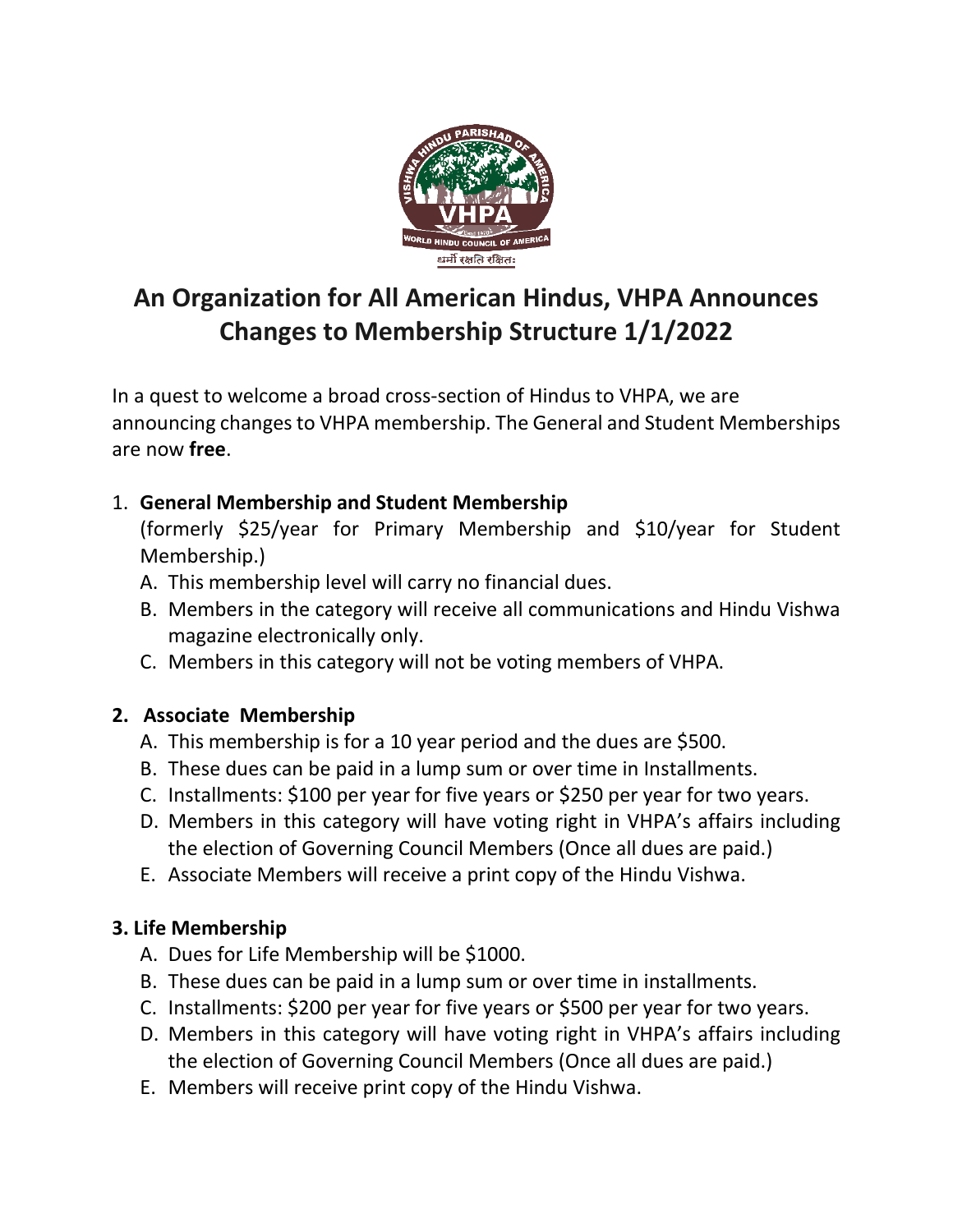# An Organization for All American Hindus, VHPA Announces Changes to Membership Structure 1/1/2022

In a quest to welcome a broad cross-section of Hindus to VHPA, we are announcing changes to VHPA membership. The General and Student Memberships are now **free**.

1. **General Membership and Student Membership**
   (formerly $25/year for Primary Membership and $10/year for Student Membership.)
   A. This membership level will carry no financial dues.
   B. Members in the category will receive all communications and Hindu Vishwa magazine electronically only.
   C. Members in this category will not be voting members of VHPA.

2. **Associate Membership**
   A. This membership is for a 10 year period and the dues are $500.
   B. These dues can be paid in a lump sum or over time in Installments.
   C. Installments: $100 per year for five years or $250 per year for two years.
   D. Members in this category will have voting right in VHPA's affairs including the election of Governing Council Members (Once all dues are paid.)
   E. Associate Members will receive a print copy of the Hindu Vishwa.

3. **Life Membership**
   A. Dues for Life Membership will be $1000.
   B. These dues can be paid in a lump sum or over time in installments.
   C. Installments: $200 per year for five years or $500 per year for two years.
   D. Members in this category will have voting right in VHPA's affairs including the election of Governing Council Members (Once all dues are paid.)
   E. Members will receive print copy of the Hindu Vishwa.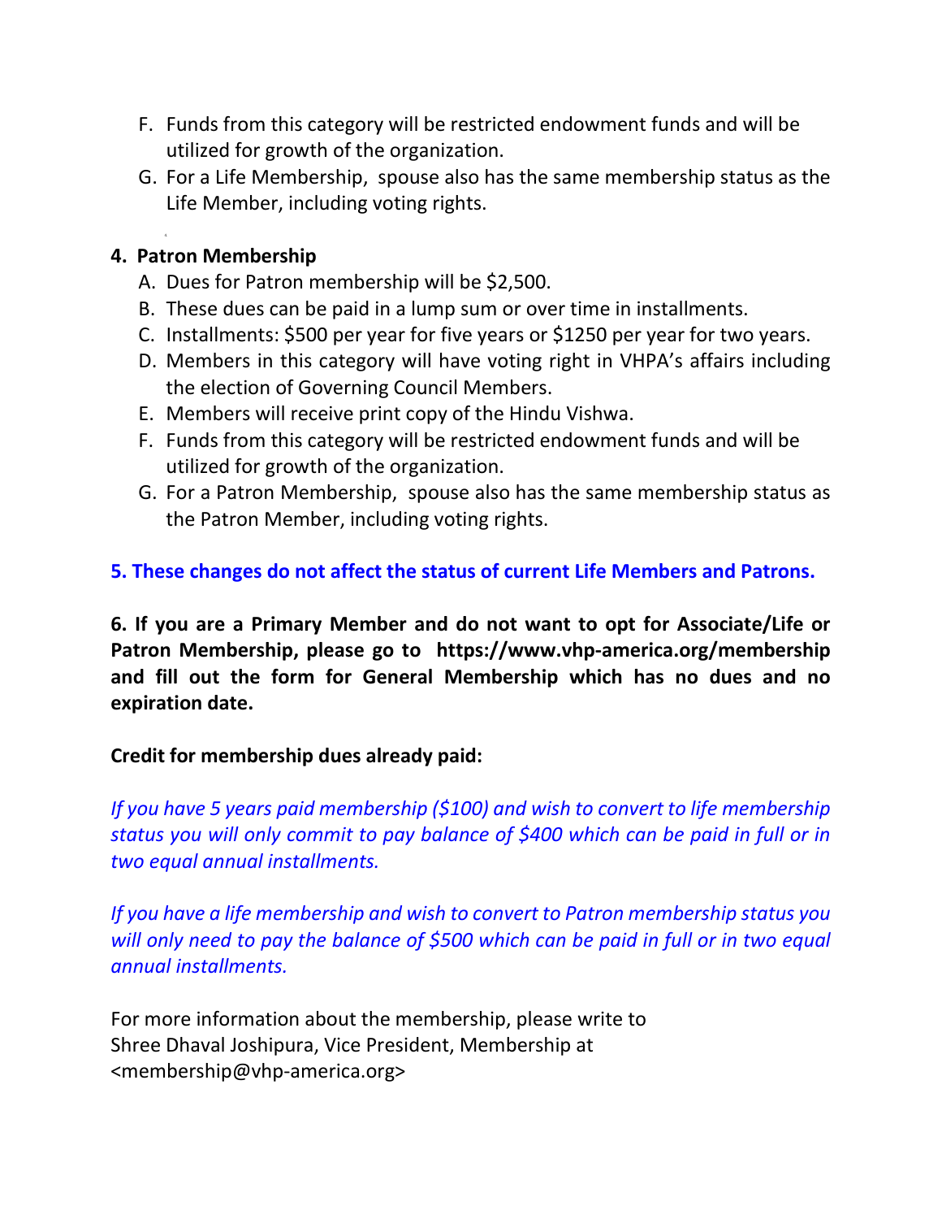F. Funds from this category will be restricted endowment funds and will be utilized for growth of the organization.
G. For a Life Membership, spouse also has the same membership status as the Life Member, including voting rights.

**4. Patron Membership**

A. Dues for Patron membership will be $2,500.
B. These dues can be paid in a lump sum or over time in installments.
C. Installments: $500 per year for five years or $1250 per year for two years.
D. Members in this category will have voting right in VHPA's affairs including the election of Governing Council Members.
E. Members will receive print copy of the Hindu Vishwa.
F. Funds from this category will be restricted endowment funds and will be utilized for growth of the organization.
G. For a Patron Membership, spouse also has the same membership status as the Patron Member, including voting rights.

**5. These changes do not affect the status of current Life Members and Patrons.**

**6. If you are a Primary Member and do not want to opt for Associate/Life or Patron Membership, please go to https://www.vhp-america.org/membership and fill out the form for General Membership which has no dues and no expiration date.**

**Credit for membership dues already paid:**

*If you have 5 years paid membership ($100) and wish to convert to life membership status you will only commit to pay balance of $400 which can be paid in full or in two equal annual installments.*

*If you have a life membership and wish to convert to Patron membership status you will only need to pay the balance of $500 which can be paid in full or in two equal annual installments.*

For more information about the membership, please write to
Shree Dhaval Joshipura, Vice President, Membership at
<membership@vhp-america.org>